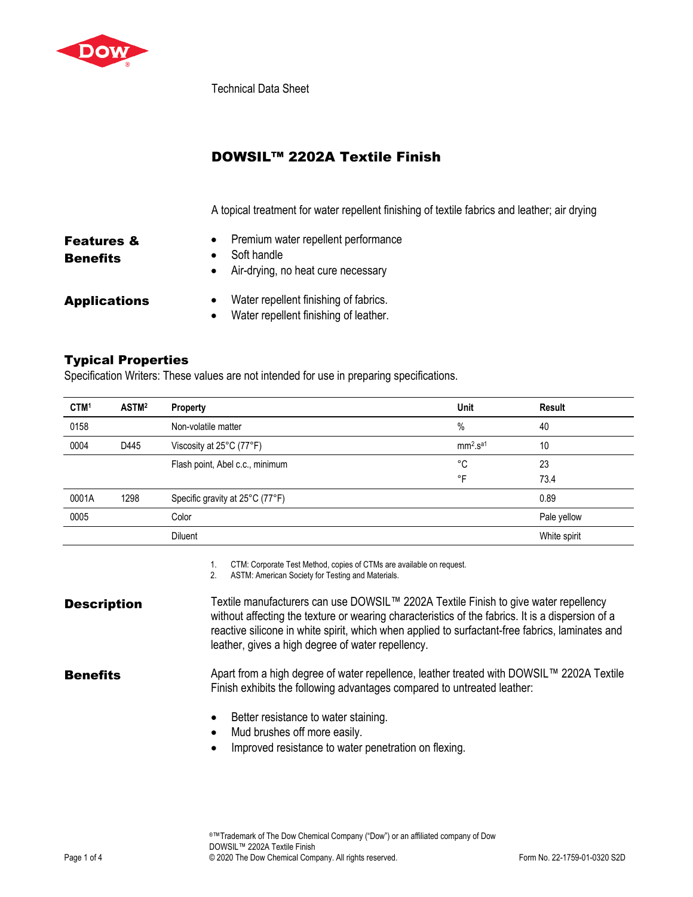Technical Data Sheet

# DOWSIL™ 2202A Textile Finish

A topical treatment for water repellent finishing of textile fabrics and leather; air drying

## Features & Benefits

- Premium water repellent performance
- Soft handle
- Air-drying, no heat cure necessary

## Applications

- Water repellent finishing of fabrics.
- Water repellent finishing of leather.

## Typical Properties

Specification Writers: These values are not intended for use in preparing specifications.

| CTM[1] | ASTM[2] | Property | Unit | Result |
|---|---|---|---|---|
| 0158 | | Non-volatile matter | % | 40 |
| 0004 | D445 | Viscosity at 25°C (77°F) | $mm^2.s^{-1}$ | 10 |
| | | Flash point, Abel c.c., minimum | °C | 23 |
| | | | °F | 73.4 |
| 0001A | 1298 | Specific gravity at 25°C (77°F) | | 0.89 |
| 0005 | | Color | | Pale yellow |
| | | Diluent | | White spirit |

1. CTM: Corporate Test Method, copies of CTMs are available on request.
2. ASTM: American Society for Testing and Materials.

## Description

Textile manufacturers can use DOWSIL™ 2202A Textile Finish to give water repellency without affecting the texture or wearing characteristics of the fabrics. It is a dispersion of a reactive silicone in white spirit, which when applied to surfactant-free fabrics, laminates and leather, gives a high degree of water repellency.

## Benefits

Apart from a high degree of water repellence, leather treated with DOWSIL™ 2202A Textile Finish exhibits the following advantages compared to untreated leather:

- Better resistance to water staining.
- Mud brushes off more easily.
- Improved resistance to water penetration on flexing.

®™Trademark of The Dow Chemical Company ("Dow") or an affiliated company of Dow
DOWSIL™ 2202A Textile Finish
© 2020 The Dow Chemical Company. All rights reserved.

Form No. 22-1759-01-0320 S2D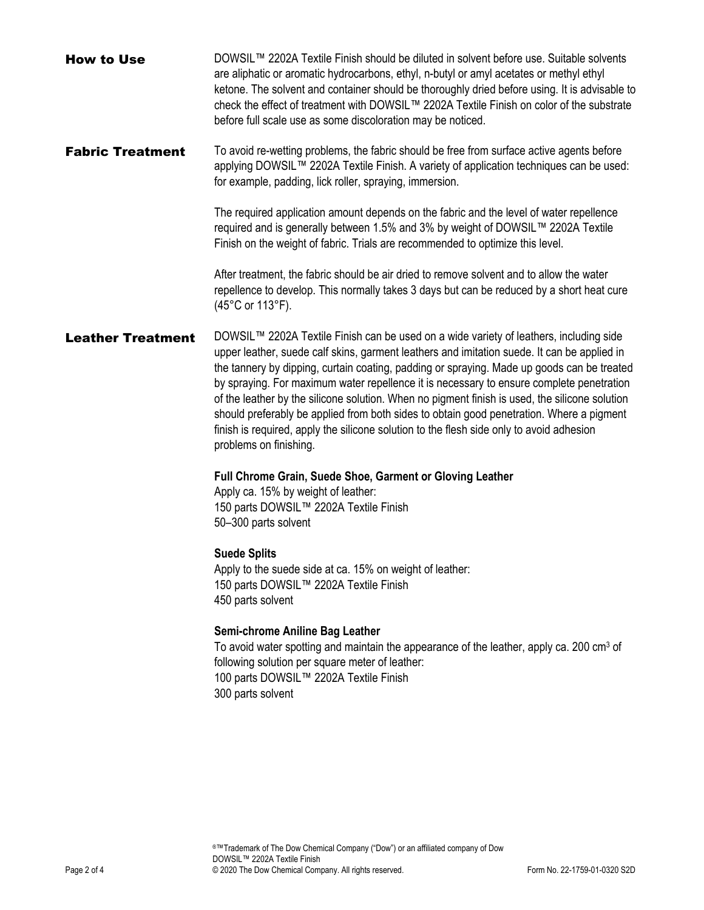## How to Use

DOWSIL™ 2202A Textile Finish should be diluted in solvent before use. Suitable solvents are aliphatic or aromatic hydrocarbons, ethyl, n-butyl or amyl acetates or methyl ethyl ketone. The solvent and container should be thoroughly dried before using. It is advisable to check the effect of treatment with DOWSIL™ 2202A Textile Finish on color of the substrate before full scale use as some discoloration may be noticed.

## Fabric Treatment

To avoid re-wetting problems, the fabric should be free from surface active agents before applying DOWSIL™ 2202A Textile Finish. A variety of application techniques can be used: for example, padding, lick roller, spraying, immersion.

The required application amount depends on the fabric and the level of water repellence required and is generally between 1.5% and 3% by weight of DOWSIL™ 2202A Textile Finish on the weight of fabric. Trials are recommended to optimize this level.

After treatment, the fabric should be air dried to remove solvent and to allow the water repellence to develop. This normally takes 3 days but can be reduced by a short heat cure (45°C or 113°F).

## Leather Treatment

DOWSIL™ 2202A Textile Finish can be used on a wide variety of leathers, including side upper leather, suede calf skins, garment leathers and imitation suede. It can be applied in the tannery by dipping, curtain coating, padding or spraying. Made up goods can be treated by spraying. For maximum water repellence it is necessary to ensure complete penetration of the leather by the silicone solution. When no pigment finish is used, the silicone solution should preferably be applied from both sides to obtain good penetration. Where a pigment finish is required, apply the silicone solution to the flesh side only to avoid adhesion problems on finishing.

**Full Chrome Grain, Suede Shoe, Garment or Gloving Leather**
Apply ca. 15% by weight of leather:
150 parts DOWSIL™ 2202A Textile Finish
50–300 parts solvent

**Suede Splits**
Apply to the suede side at ca. 15% on weight of leather:
150 parts DOWSIL™ 2202A Textile Finish
450 parts solvent

**Semi-chrome Aniline Bag Leather**
To avoid water spotting and maintain the appearance of the leather, apply ca. 200 $cm^3$ of following solution per square meter of leather:
100 parts DOWSIL™ 2202A Textile Finish
300 parts solvent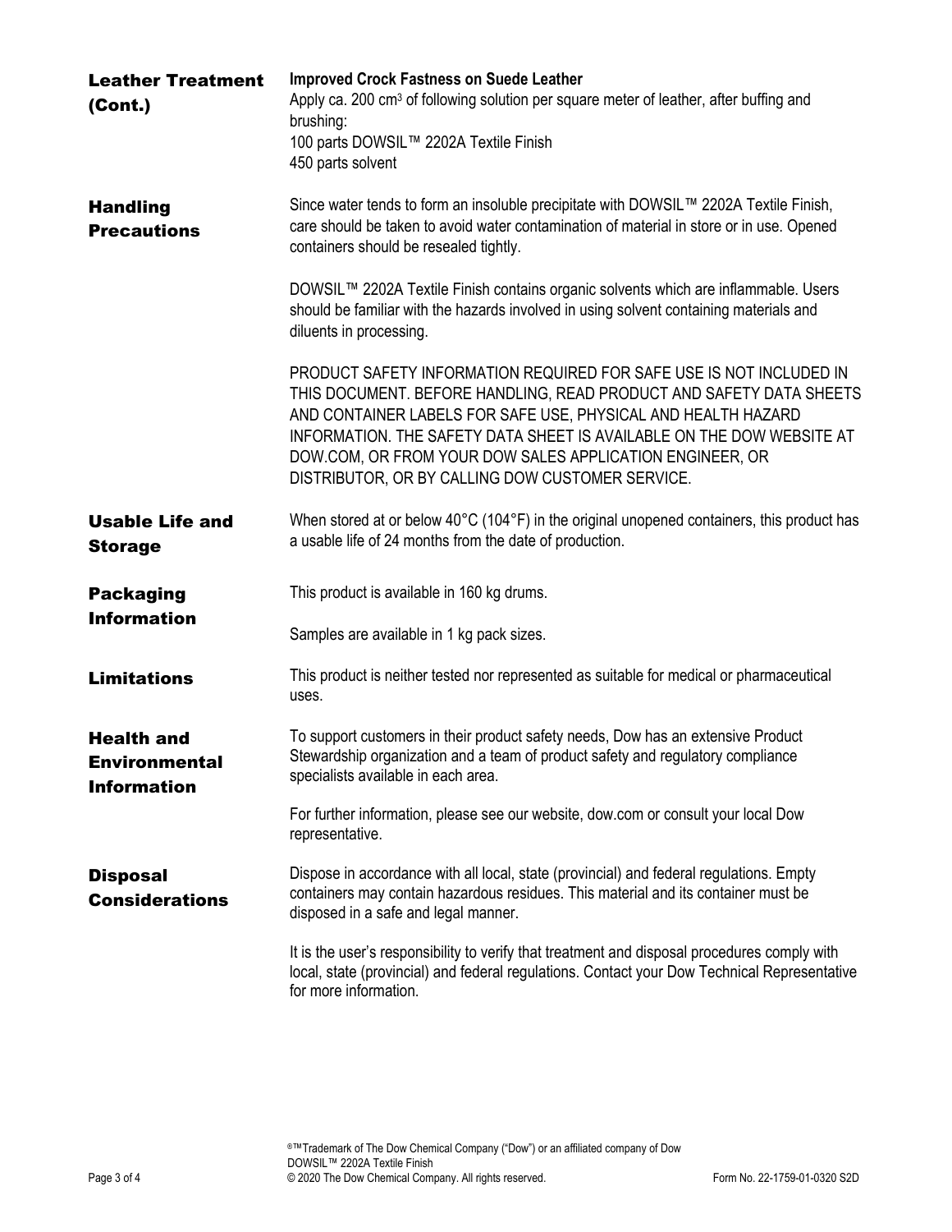## Leather Treatment (Cont.)

**Improved Crock Fastness on Suede Leather**

Apply ca. 200 $cm^3$ of following solution per square meter of leather, after buffing and brushing:
100 parts DOWSIL™ 2202A Textile Finish
450 parts solvent

## Handling Precautions

Since water tends to form an insoluble precipitate with DOWSIL™ 2202A Textile Finish, care should be taken to avoid water contamination of material in store or in use. Opened containers should be resealed tightly.

DOWSIL™ 2202A Textile Finish contains organic solvents which are inflammable. Users should be familiar with the hazards involved in using solvent containing materials and diluents in processing.

PRODUCT SAFETY INFORMATION REQUIRED FOR SAFE USE IS NOT INCLUDED IN THIS DOCUMENT. BEFORE HANDLING, READ PRODUCT AND SAFETY DATA SHEETS AND CONTAINER LABELS FOR SAFE USE, PHYSICAL AND HEALTH HAZARD INFORMATION. THE SAFETY DATA SHEET IS AVAILABLE ON THE DOW WEBSITE AT DOW.COM, OR FROM YOUR DOW SALES APPLICATION ENGINEER, OR DISTRIBUTOR, OR BY CALLING DOW CUSTOMER SERVICE.

## Usable Life and Storage

When stored at or below 40°C (104°F) in the original unopened containers, this product has a usable life of 24 months from the date of production.

## Packaging Information

This product is available in 160 kg drums.

Samples are available in 1 kg pack sizes.

## Limitations

This product is neither tested nor represented as suitable for medical or pharmaceutical uses.

## Health and Environmental Information

To support customers in their product safety needs, Dow has an extensive Product Stewardship organization and a team of product safety and regulatory compliance specialists available in each area.

For further information, please see our website, dow.com or consult your local Dow representative.

## Disposal Considerations

Dispose in accordance with all local, state (provincial) and federal regulations. Empty containers may contain hazardous residues. This material and its container must be disposed in a safe and legal manner.

It is the user's responsibility to verify that treatment and disposal procedures comply with local, state (provincial) and federal regulations. Contact your Dow Technical Representative for more information.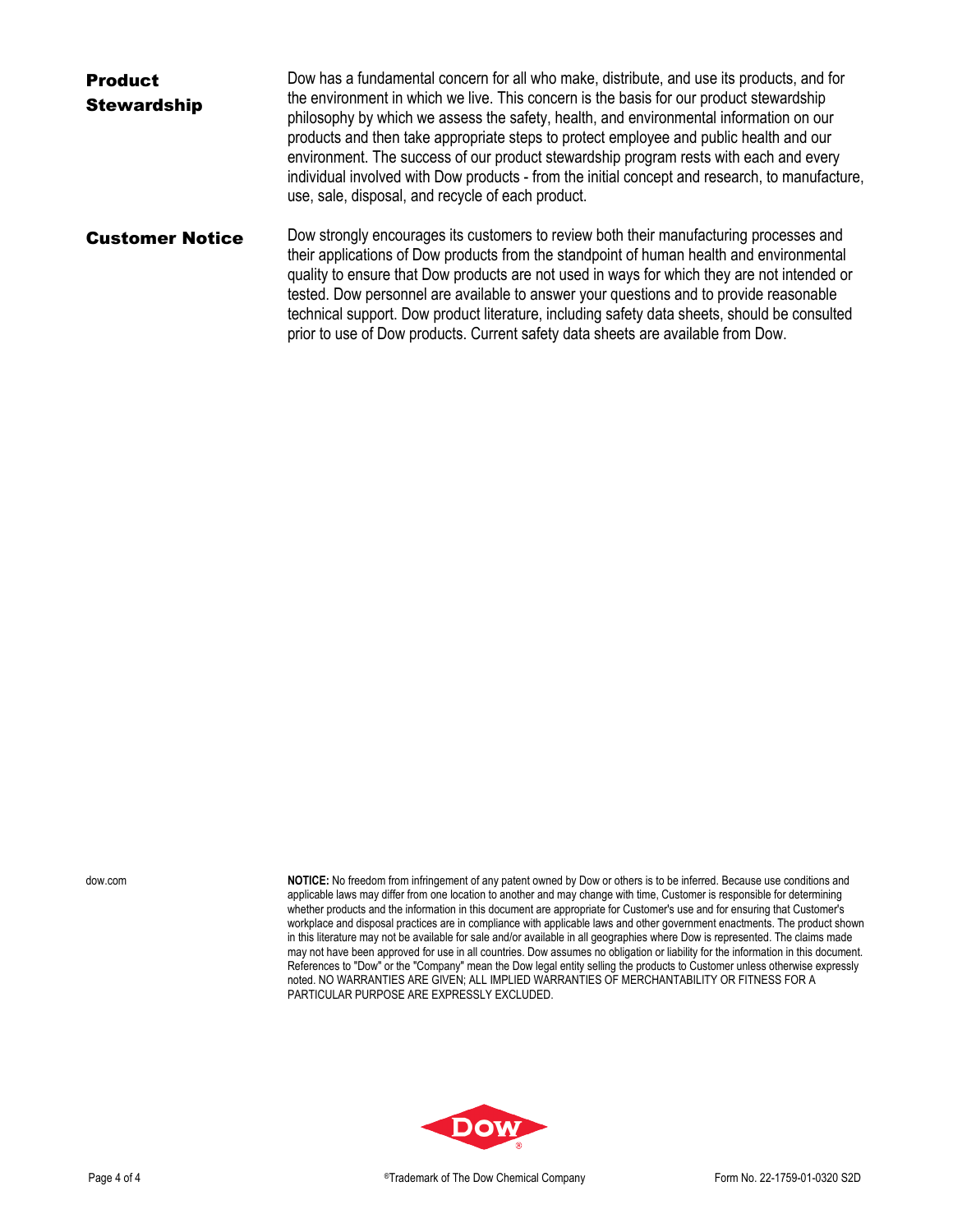## Product Stewardship

Dow has a fundamental concern for all who make, distribute, and use its products, and for the environment in which we live. This concern is the basis for our product stewardship philosophy by which we assess the safety, health, and environmental information on our products and then take appropriate steps to protect employee and public health and our environment. The success of our product stewardship program rests with each and every individual involved with Dow products - from the initial concept and research, to manufacture, use, sale, disposal, and recycle of each product.

## Customer Notice

Dow strongly encourages its customers to review both their manufacturing processes and their applications of Dow products from the standpoint of human health and environmental quality to ensure that Dow products are not used in ways for which they are not intended or tested. Dow personnel are available to answer your questions and to provide reasonable technical support. Dow product literature, including safety data sheets, should be consulted prior to use of Dow products. Current safety data sheets are available from Dow.

dow.com

**NOTICE:** No freedom from infringement of any patent owned by Dow or others is to be inferred. Because use conditions and applicable laws may differ from one location to another and may change with time, Customer is responsible for determining whether products and the information in this document are appropriate for Customer's use and for ensuring that Customer's workplace and disposal practices are in compliance with applicable laws and other government enactments. The product shown in this literature may not be available for sale and/or available in all geographies where Dow is represented. The claims made may not have been approved for use in all countries. Dow assumes no obligation or liability for the information in this document. References to "Dow" or the "Company" mean the Dow legal entity selling the products to Customer unless otherwise expressly noted. NO WARRANTIES ARE GIVEN; ALL IMPLIED WARRANTIES OF MERCHANTABILITY OR FITNESS FOR A PARTICULAR PURPOSE ARE EXPRESSLY EXCLUDED.

®Trademark of The Dow Chemical Company

Form No. 22-1759-01-0320 S2D